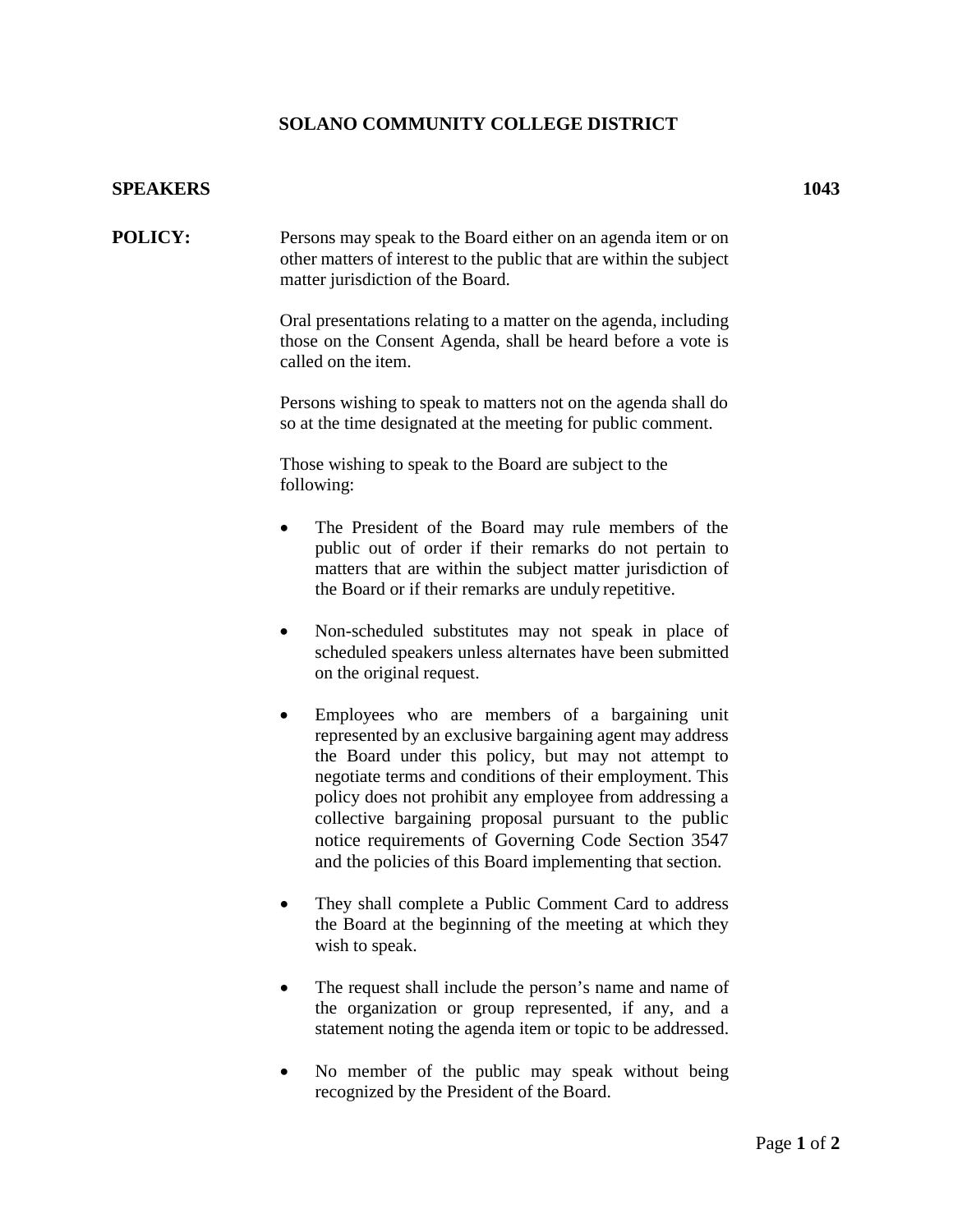# SOLANO COMMUNITY COLLEGE DISTRICT

**SPEAKERS** **1043**

**POLICY:**

Persons may speak to the Board either on an agenda item or on other matters of interest to the public that are within the subject matter jurisdiction of the Board.

Oral presentations relating to a matter on the agenda, including those on the Consent Agenda, shall be heard before a vote is called on the item.

Persons wishing to speak to matters not on the agenda shall do so at the time designated at the meeting for public comment.

Those wishing to speak to the Board are subject to the following:

- The President of the Board may rule members of the public out of order if their remarks do not pertain to matters that are within the subject matter jurisdiction of the Board or if their remarks are unduly repetitive.

- Non-scheduled substitutes may not speak in place of scheduled speakers unless alternates have been submitted on the original request.

- Employees who are members of a bargaining unit represented by an exclusive bargaining agent may address the Board under this policy, but may not attempt to negotiate terms and conditions of their employment. This policy does not prohibit any employee from addressing a collective bargaining proposal pursuant to the public notice requirements of Governing Code Section 3547 and the policies of this Board implementing that section.

- They shall complete a Public Comment Card to address the Board at the beginning of the meeting at which they wish to speak.

- The request shall include the person's name and name of the organization or group represented, if any, and a statement noting the agenda item or topic to be addressed.

- No member of the public may speak without being recognized by the President of the Board.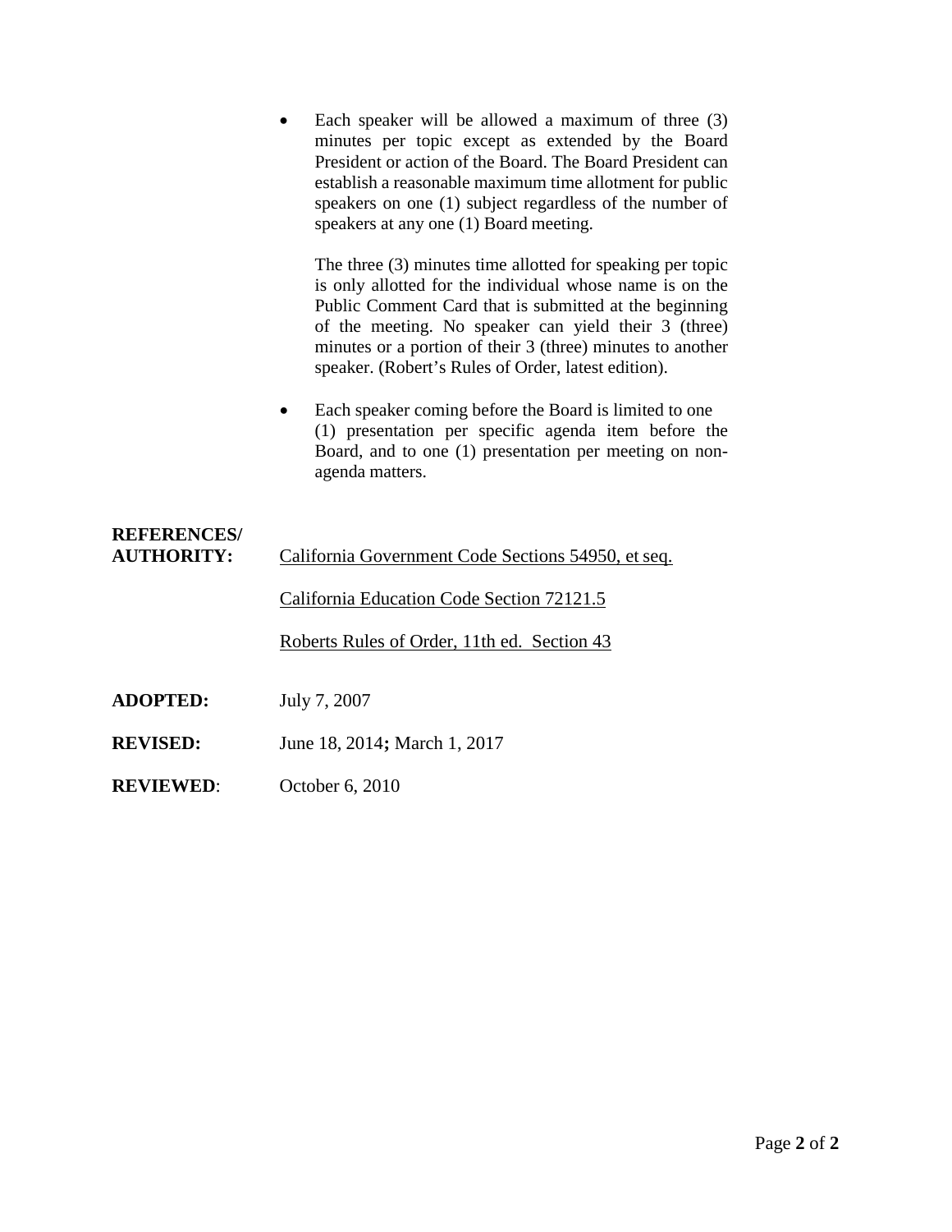- Each speaker will be allowed a maximum of three (3) minutes per topic except as extended by the Board President or action of the Board. The Board President can establish a reasonable maximum time allotment for public speakers on one (1) subject regardless of the number of speakers at any one (1) Board meeting.

  The three (3) minutes time allotted for speaking per topic is only allotted for the individual whose name is on the Public Comment Card that is submitted at the beginning of the meeting. No speaker can yield their 3 (three) minutes or a portion of their 3 (three) minutes to another speaker. (Robert's Rules of Order, latest edition).

- Each speaker coming before the Board is limited to one (1) presentation per specific agenda item before the Board, and to one (1) presentation per meeting on non-agenda matters.

**REFERENCES/ AUTHORITY:** California Government Code Sections 54950, et seq.

California Education Code Section 72121.5

Roberts Rules of Order, 11th ed. Section 43

**ADOPTED:** July 7, 2007

**REVISED:** June 18, 2014**;** March 1, 2017

**REVIEWED**: October 6, 2010